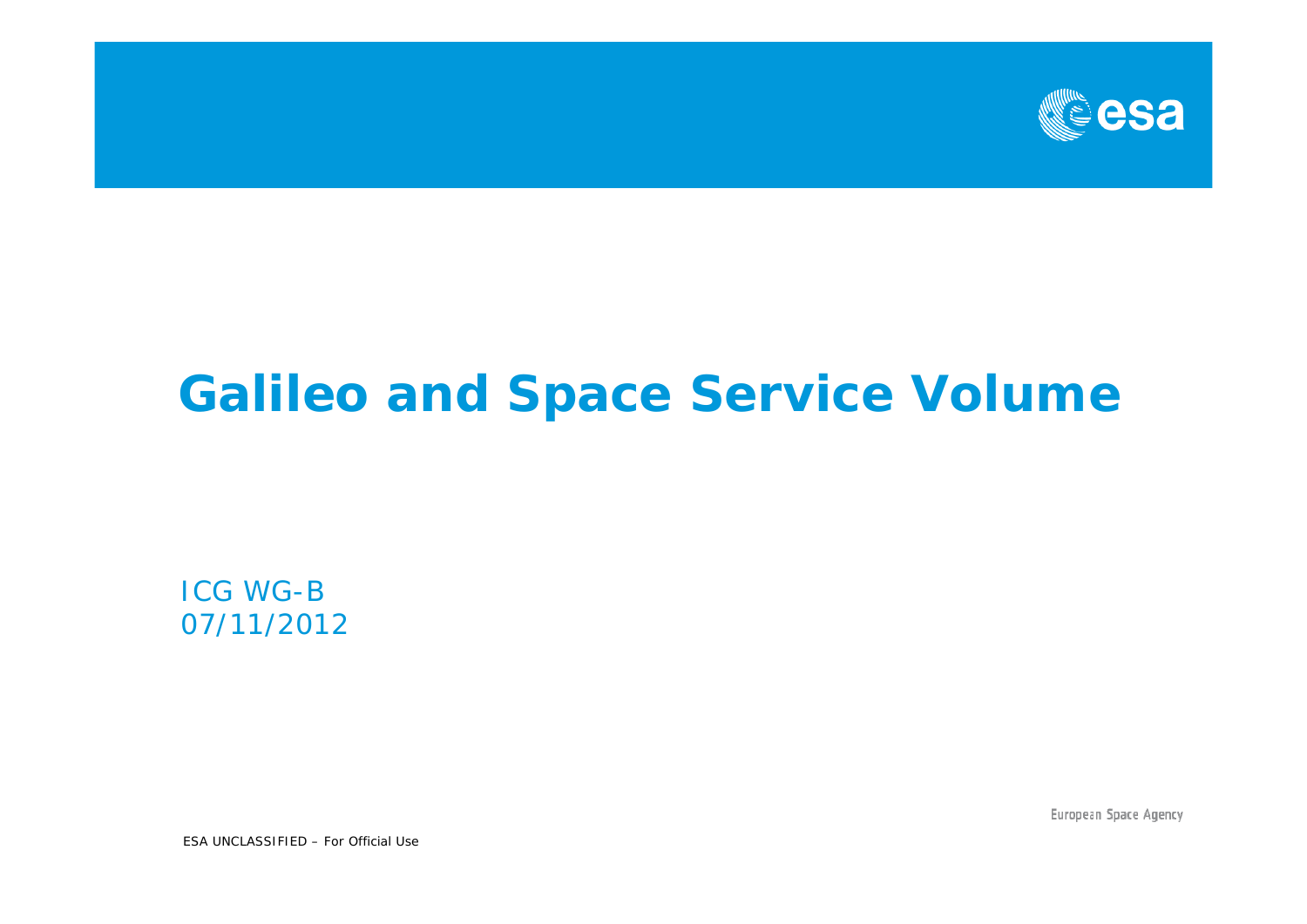# Galileo and Space Service Volume

ICG WG-B
07/11/2012

ESA UNCLASSIFIED – For Official Use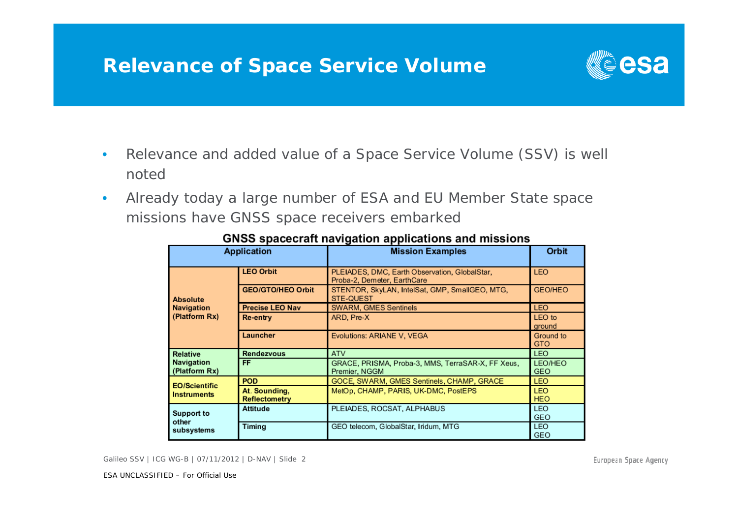# Relevance of Space Service Volume

- Relevance and added value of a Space Service Volume (SSV) is well noted
- Already today a large number of ESA and EU Member State space missions have GNSS space receivers embarked

**GNSS spacecraft navigation applications and missions**

| Application | | Mission Examples | Orbit |
|---|---|---|---|
| Absolute Navigation (Platform Rx) | LEO Orbit | PLEIADES, DMC, Earth Observation, GlobalStar, Proba-2, Demeter, EarthCare | LEO |
| | GEO/GTO/HEO Orbit | STENTOR, SkyLAN, IntelSat, GMP, SmallGEO, MTG, STE-QUEST | GEO/HEO |
| | Precise LEO Nav | SWARM, GMES Sentinels | LEO |
| | Re-entry | ARD, Pre-X | LEO to ground |
| | Launcher | Evolutions: ARIANE V, VEGA | Ground to GTO |
| Relative Navigation (Platform Rx) | Rendezvous | ATV | LEO |
| | FF | GRACE, PRISMA, Proba-3, MMS, TerraSAR-X, FF Xeus, Premier, NGGM | LEO/HEO GEO |
| EO/Scientific Instruments | POD | GOCE, SWARM, GMES Sentinels, CHAMP, GRACE | LEO |
| | At. Sounding, Reflectometry | MetOp, CHAMP, PARIS, UK-DMC, PostEPS | LEO HEO |
| Support to other subsystems | Attitude | PLEIADES, ROCSAT, ALPHABUS | LEO GEO |
| | Timing | GEO telecom, GlobalStar, Iridum, MTG | LEO GEO |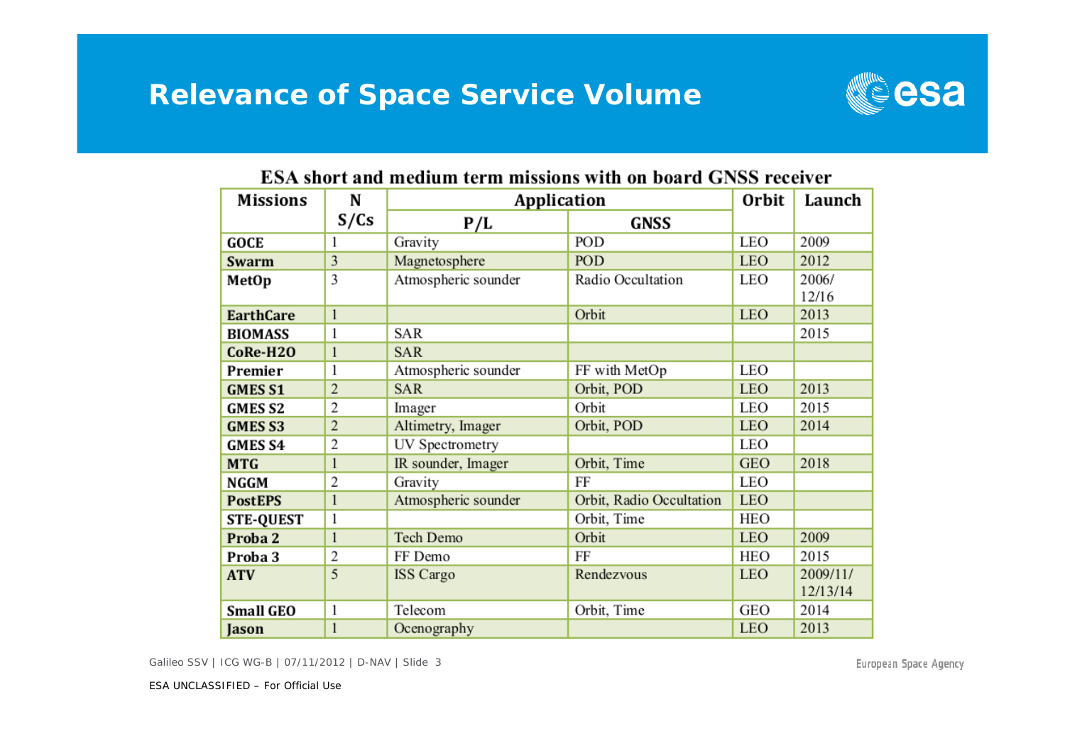# Relevance of Space Service Volume

**ESA short and medium term missions with on board GNSS receiver**

| Missions | N S/Cs | Application | | Orbit | Launch |
|---|---|---|---|---|---|
| | | P/L | GNSS | | |
| **GOCE** | 1 | Gravity | POD | LEO | 2009 |
| **Swarm** | 3 | Magnetosphere | POD | LEO | 2012 |
| **MetOp** | 3 | Atmospheric sounder | Radio Occultation | LEO | 2006/ 12/16 |
| **EarthCare** | 1 | | Orbit | LEO | 2013 |
| **BIOMASS** | 1 | SAR | | | 2015 |
| **CoRe-H2O** | 1 | SAR | | | |
| **Premier** | 1 | Atmospheric sounder | FF with MetOp | LEO | |
| **GMES S1** | 2 | SAR | Orbit, POD | LEO | 2013 |
| **GMES S2** | 2 | Imager | Orbit | LEO | 2015 |
| **GMES S3** | 2 | Altimetry, Imager | Orbit, POD | LEO | 2014 |
| **GMES S4** | 2 | UV Spectrometry | | LEO | |
| **MTG** | 1 | IR sounder, Imager | Orbit, Time | GEO | 2018 |
| **NGGM** | 2 | Gravity | FF | LEO | |
| **PostEPS** | 1 | Atmospheric sounder | Orbit, Radio Occultation | LEO | |
| **STE-QUEST** | 1 | | Orbit, Time | HEO | |
| **Proba 2** | 1 | Tech Demo | Orbit | LEO | 2009 |
| **Proba 3** | 2 | FF Demo | FF | HEO | 2015 |
| **ATV** | 5 | ISS Cargo | Rendezvous | LEO | 2009/11/ 12/13/14 |
| **Small GEO** | 1 | Telecom | Orbit, Time | GEO | 2014 |
| **Jason** | 1 | Ocenography | | LEO | 2013 |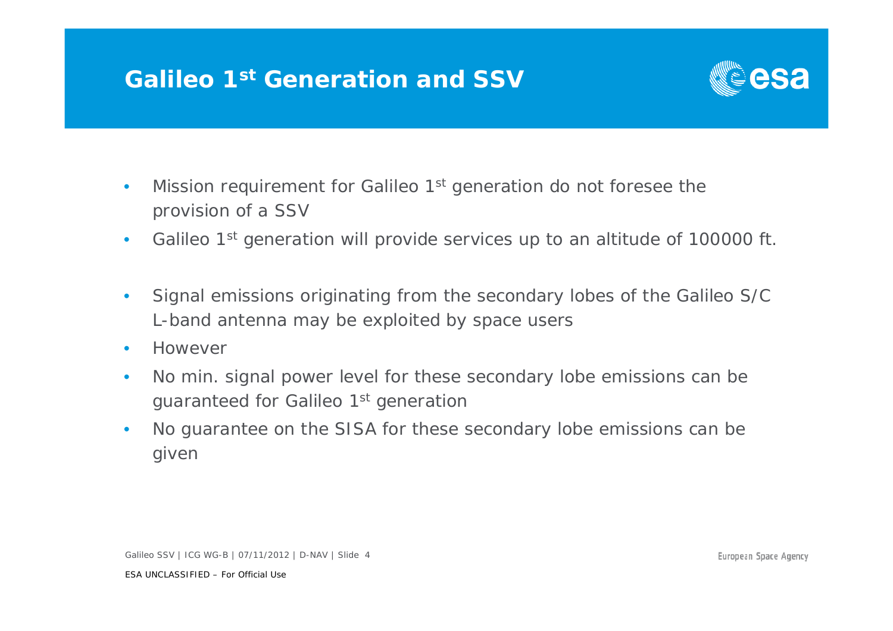# Galileo 1st Generation and SSV

- Mission requirement for Galileo 1st generation do not foresee the provision of a SSV
- Galileo 1st generation will provide services up to an altitude of 100000 ft.

- Signal emissions originating from the secondary lobes of the Galileo S/C L-band antenna may be exploited by space users
- However
- No min. signal power level for these secondary lobe emissions can be guaranteed for Galileo 1st generation
- No guarantee on the SISA for these secondary lobe emissions can be given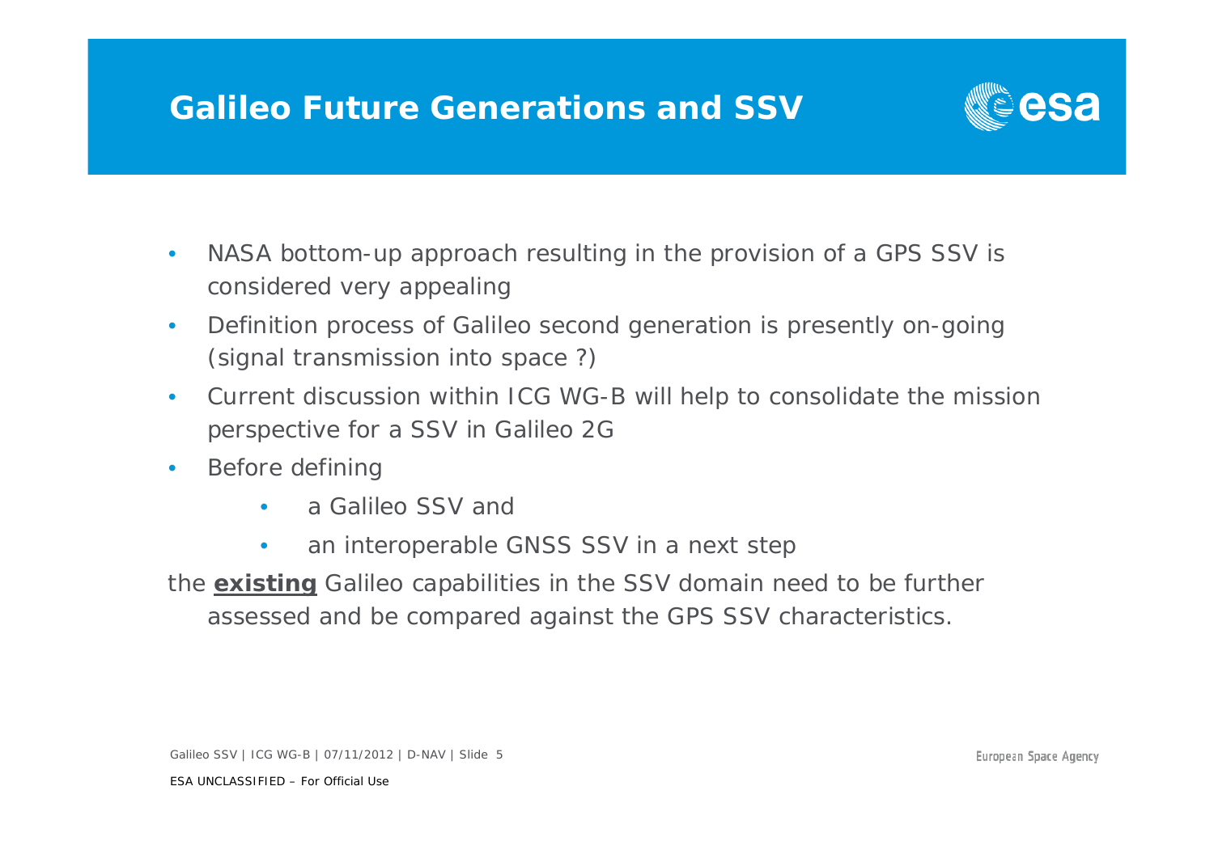# Galileo Future Generations and SSV

- NASA bottom-up approach resulting in the provision of a GPS SSV is considered very appealing
- Definition process of Galileo second generation is presently on-going (signal transmission into space ?)
- Current discussion within ICG WG-B will help to consolidate the mission perspective for a SSV in Galileo 2G
- Before defining
  - a Galileo SSV and
  - an interoperable GNSS SSV in a next step

the **existing** Galileo capabilities in the SSV domain need to be further assessed and be compared against the GPS SSV characteristics.